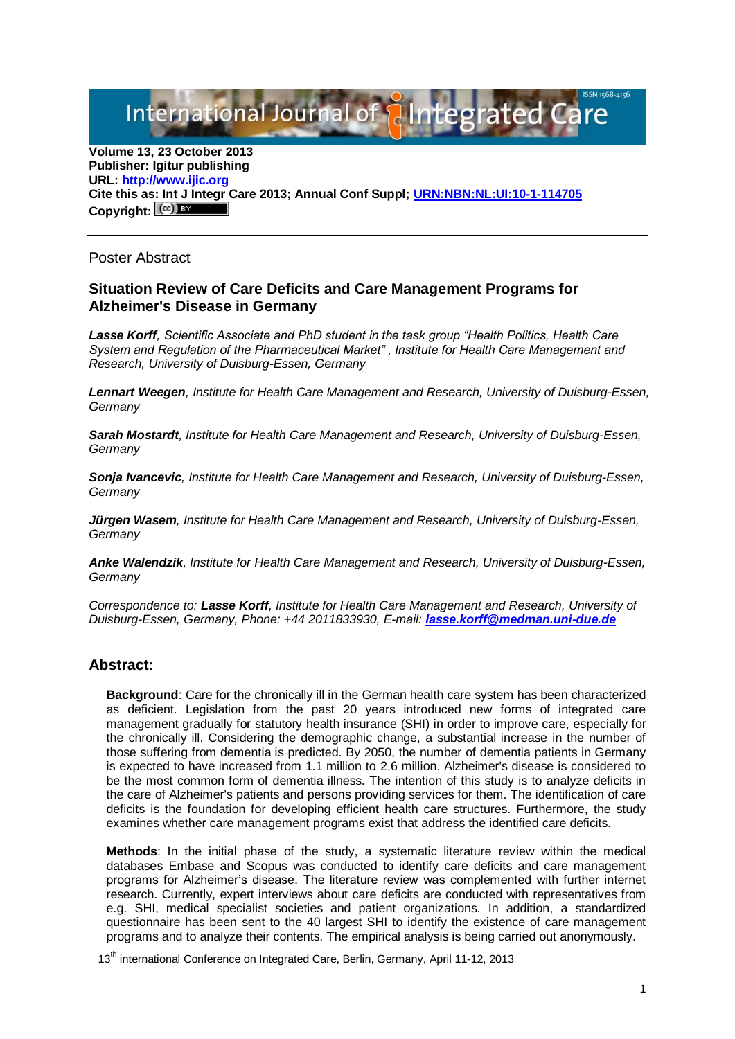Volume 13, 23 October 2013
**Publisher: Igitur publishing**
**URL: [http://www.ijic.org](http://www.ijic.org)**
**Cite this as: Int J Integr Care 2013; Annual Conf Suppl; [URN:NBN:NL:UI:10-1-114705](URN:NBN:NL:UI:10-1-114705)**
**Copyright:**

---

Poster Abstract

## Situation Review of Care Deficits and Care Management Programs for Alzheimer's Disease in Germany

***Lasse Korff****, Scientific Associate and PhD student in the task group "Health Politics, Health Care System and Regulation of the Pharmaceutical Market" , Institute for Health Care Management and Research, University of Duisburg-Essen, Germany*

***Lennart Weegen****, Institute for Health Care Management and Research, University of Duisburg-Essen, Germany*

***Sarah Mostardt****, Institute for Health Care Management and Research, University of Duisburg-Essen, Germany*

***Sonja Ivancevic****, Institute for Health Care Management and Research, University of Duisburg-Essen, Germany*

***Jürgen Wasem****, Institute for Health Care Management and Research, University of Duisburg-Essen, Germany*

***Anke Walendzik****, Institute for Health Care Management and Research, University of Duisburg-Essen, Germany*

*Correspondence to:* ***Lasse Korff****, Institute for Health Care Management and Research, University of Duisburg-Essen, Germany, Phone: +44 2011833930, E-mail:* ***[lasse.korff@medman.uni-due.de](mailto:lasse.korff@medman.uni-due.de)***

---

## Abstract:

**Background**: Care for the chronically ill in the German health care system has been characterized as deficient. Legislation from the past 20 years introduced new forms of integrated care management gradually for statutory health insurance (SHI) in order to improve care, especially for the chronically ill. Considering the demographic change, a substantial increase in the number of those suffering from dementia is predicted. By 2050, the number of dementia patients in Germany is expected to have increased from 1.1 million to 2.6 million. Alzheimer's disease is considered to be the most common form of dementia illness. The intention of this study is to analyze deficits in the care of Alzheimer's patients and persons providing services for them. The identification of care deficits is the foundation for developing efficient health care structures. Furthermore, the study examines whether care management programs exist that address the identified care deficits.

**Methods**: In the initial phase of the study, a systematic literature review within the medical databases Embase and Scopus was conducted to identify care deficits and care management programs for Alzheimer's disease. The literature review was complemented with further internet research. Currently, expert interviews about care deficits are conducted with representatives from e.g. SHI, medical specialist societies and patient organizations. In addition, a standardized questionnaire has been sent to the 40 largest SHI to identify the existence of care management programs and to analyze their contents. The empirical analysis is being carried out anonymously.

13th international Conference on Integrated Care, Berlin, Germany, April 11-12, 2013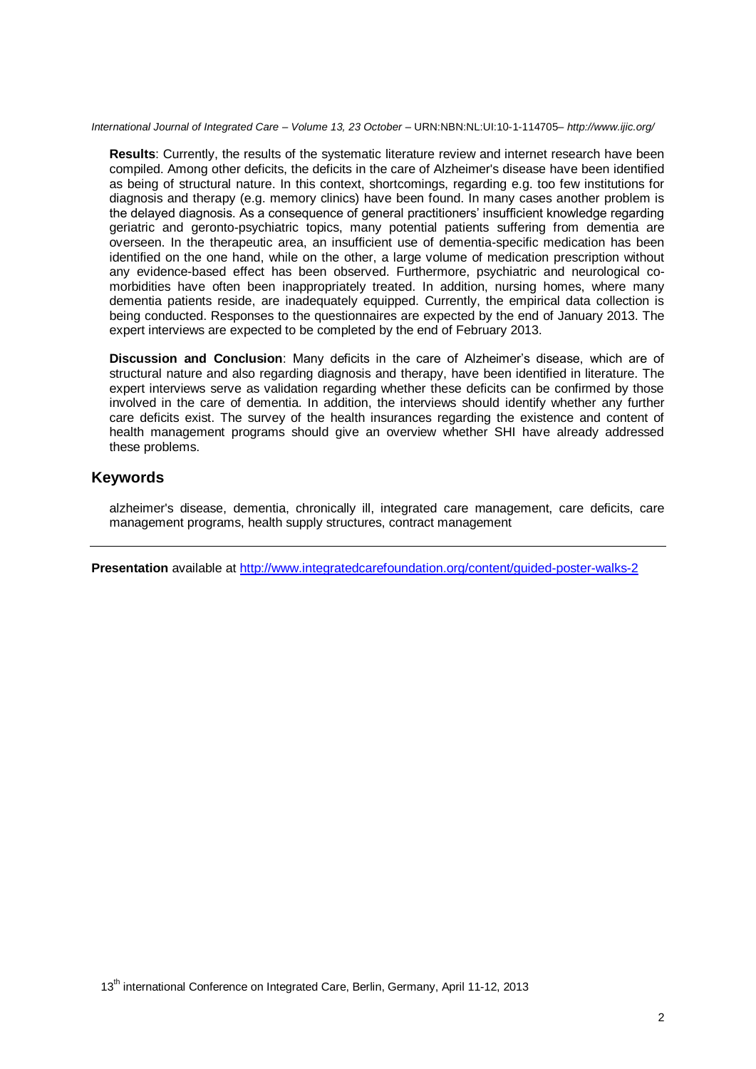**Results**: Currently, the results of the systematic literature review and internet research have been compiled. Among other deficits, the deficits in the care of Alzheimer's disease have been identified as being of structural nature. In this context, shortcomings, regarding e.g. too few institutions for diagnosis and therapy (e.g. memory clinics) have been found. In many cases another problem is the delayed diagnosis. As a consequence of general practitioners' insufficient knowledge regarding geriatric and geronto-psychiatric topics, many potential patients suffering from dementia are overseen. In the therapeutic area, an insufficient use of dementia-specific medication has been identified on the one hand, while on the other, a large volume of medication prescription without any evidence-based effect has been observed. Furthermore, psychiatric and neurological co-morbidities have often been inappropriately treated. In addition, nursing homes, where many dementia patients reside, are inadequately equipped. Currently, the empirical data collection is being conducted. Responses to the questionnaires are expected by the end of January 2013. The expert interviews are expected to be completed by the end of February 2013.

**Discussion and Conclusion**: Many deficits in the care of Alzheimer's disease, which are of structural nature and also regarding diagnosis and therapy, have been identified in literature. The expert interviews serve as validation regarding whether these deficits can be confirmed by those involved in the care of dementia. In addition, the interviews should identify whether any further care deficits exist. The survey of the health insurances regarding the existence and content of health management programs should give an overview whether SHI have already addressed these problems.

## Keywords

alzheimer's disease, dementia, chronically ill, integrated care management, care deficits, care management programs, health supply structures, contract management

---

**Presentation** available at http://www.integratedcarefoundation.org/content/guided-poster-walks-2

13th international Conference on Integrated Care, Berlin, Germany, April 11-12, 2013